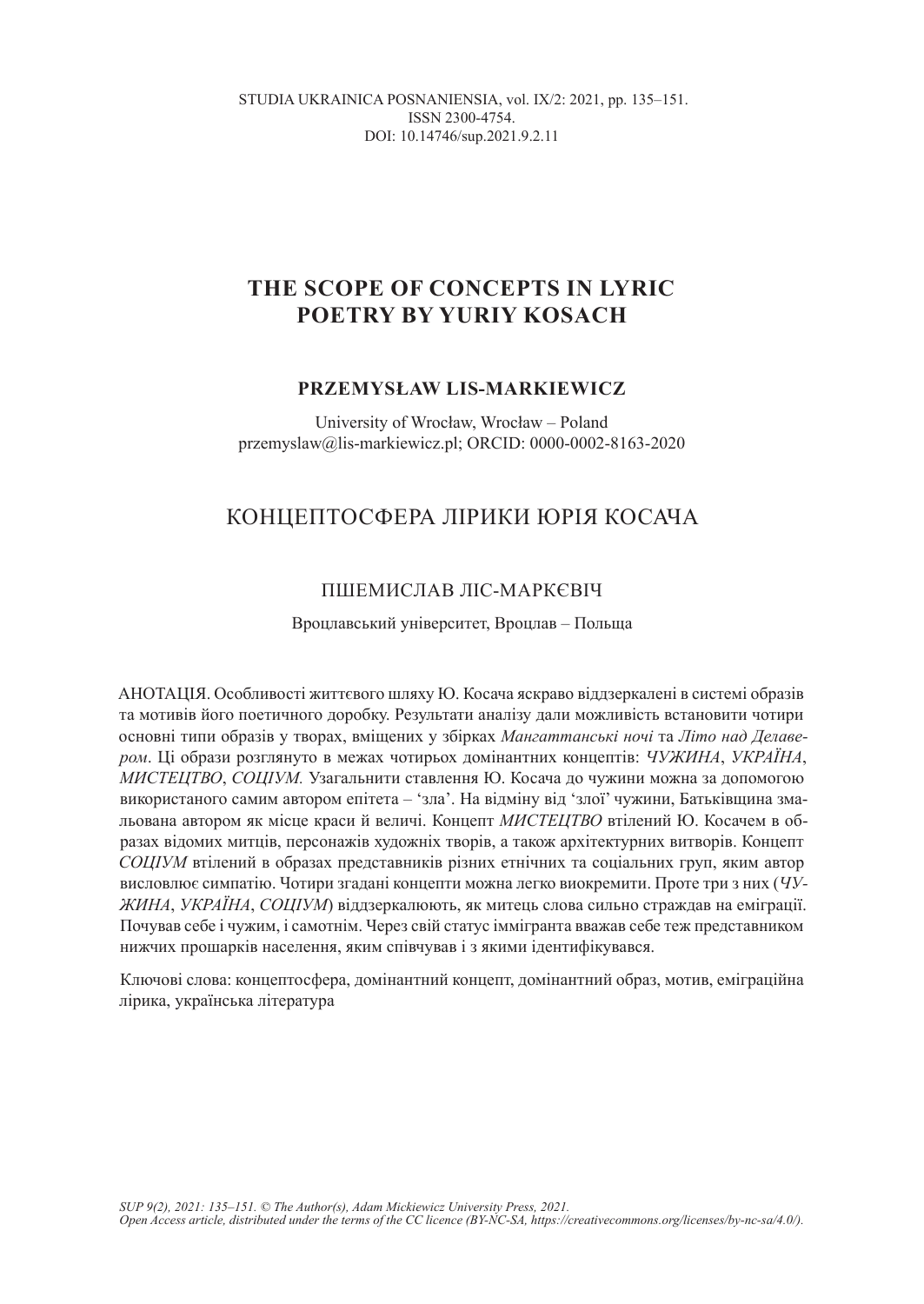STUDIA UKRAINICA POSNANIENSIA, vol. IX/2: 2021, pp. 135–151.
ISSN 2300-4754.
DOI: 10.14746/sup.2021.9.2.11

# THE SCOPE OF CONCEPTS IN LYRIC POETRY BY YURIY KOSACH

**PRZEMYSŁAW LIS-MARKIEWICZ**

University of Wrocław, Wrocław – Poland
przemyslaw@lis-markiewicz.pl; ORCID: 0000-0002-8163-2020

# КОНЦЕПТОСФЕРА ЛІРИКИ ЮРІЯ КОСАЧА

ПШЕМИСЛАВ ЛІС-МАРКЄВІЧ

Вроцлавський університет, Вроцлав – Польща

АНОТАЦІЯ. Особливості життєвого шляху Ю. Косача яскраво віддзеркалені в системі образів та мотивів його поетичного доробку. Результати аналізу дали можливість встановити чотири основні типи образів у творах, вміщених у збірках *Мангаттанські ночі* та *Літо над Делавером*. Ці образи розглянуто в межах чотирьох домінантних концептів: *ЧУЖИНА*, *УКРАЇНА*, *МИСТЕЦТВО*, *СОЦІУМ.* Узагальнити ставлення Ю. Косача до чужини можна за допомогою використаного самим автором епітета – 'зла'. На відміну від 'злої' чужини, Батьківщина змальована автором як місце краси й величі. Концепт *МИСТЕЦТВО* втілений Ю. Косачем в образах відомих митців, персонажів художніх творів, а також архітектурних витворів. Концепт *СОЦІУМ* втілений в образах представників різних етнічних та соціальних груп, яким автор висловлює симпатію. Чотири згадані концепти можна легко виокремити. Проте три з них (*ЧУЖИНА*, *УКРАЇНА*, *СОЦІУМ*) віддзеркалюють, як митець слова сильно страждав на еміграції. Почував себе і чужим, і самотнім. Через свій статус іммігранта вважав себе теж представником нижчих прошарків населення, яким співчував і з якими ідентифікувався.

Ключові слова: концептосфера, домінантний концепт, домінантний образ, мотив, еміграційна лірика, українська література

*SUP 9(2), 2021: 135–151. © The Author(s), Adam Mickiewicz University Press, 2021.*
*Open Access article, distributed under the terms of the CC licence (BY-NC-SA, https://creativecommons.org/licenses/by-nc-sa/4.0/).*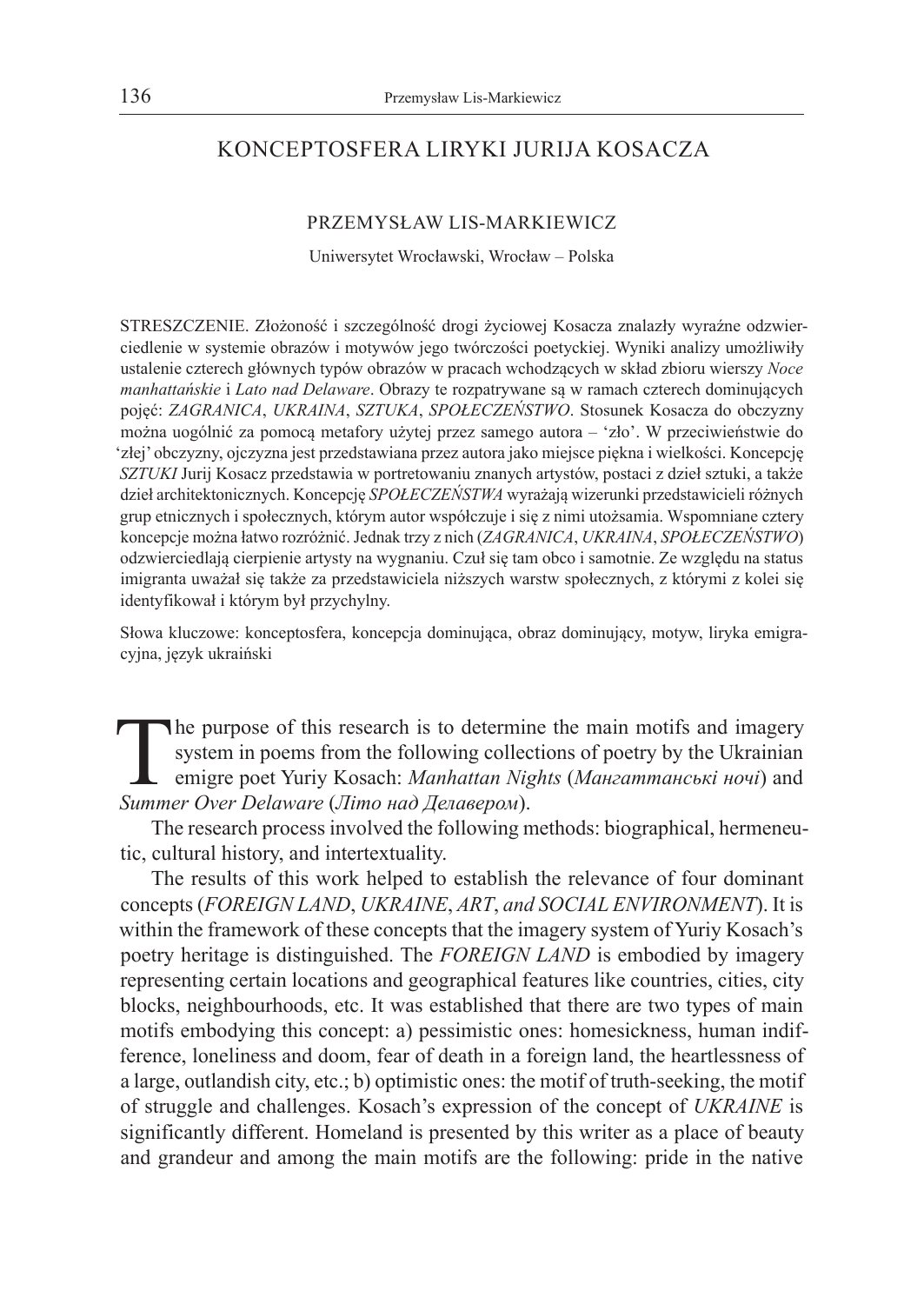# KONCEPTOSFERA LIRYKI JURIJA KOSACZA

PRZEMYSŁAW LIS-MARKIEWICZ

Uniwersytet Wrocławski, Wrocław – Polska

STRESZCZENIE. Złożoność i szczególność drogi życiowej Kosacza znalazły wyraźne odzwierciedlenie w systemie obrazów i motywów jego twórczości poetyckiej. Wyniki analizy umożliwiły ustalenie czterech głównych typów obrazów w pracach wchodzących w skład zbioru wierszy *Noce manhattańskie* i *Lato nad Delaware*. Obrazy te rozpatrywane są w ramach czterech dominujących pojęć: *ZAGRANICA*, *UKRAINA*, *SZTUKA*, *SPOŁECZEŃSTWO*. Stosunek Kosacza do obczyzny można uogólnić za pomocą metafory użytej przez samego autora – 'zło'. W przeciwieństwie do 'złej' obczyzny, ojczyzna jest przedstawiana przez autora jako miejsce piękna i wielkości. Koncepcję *SZTUKI* Jurij Kosacz przedstawia w portretowaniu znanych artystów, postaci z dzieł sztuki, a także dzieł architektonicznych. Koncepcję *SPOŁECZEŃSTWA* wyrażają wizerunki przedstawicieli różnych grup etnicznych i społecznych, którym autor współczuje i się z nimi utożsamia. Wspomniane cztery koncepcje można łatwo rozróżnić. Jednak trzy z nich (*ZAGRANICA*, *UKRAINA*, *SPOŁECZEŃSTWO*) odzwierciedlają cierpienie artysty na wygnaniu. Czuł się tam obco i samotnie. Ze względu na status imigranta uważał się także za przedstawiciela niższych warstw społecznych, z którymi z kolei się identyfikował i którym był przychylny.

Słowa kluczowe: konceptosfera, koncepcja dominująca, obraz dominujący, motyw, liryka emigracyjna, język ukraiński

The purpose of this research is to determine the main motifs and imagery system in poems from the following collections of poetry by the Ukrainian emigre poet Yuriy Kosach: *Manhattan Nights* (*Мангаттанські ночі*) and *Summer Over Delaware* (*Літо над Делавером*).

The research process involved the following methods: biographical, hermeneutic, cultural history, and intertextuality.

The results of this work helped to establish the relevance of four dominant concepts (*FOREIGN LAND*, *UKRAINE*, *ART*, *and SOCIAL ENVIRONMENT*). It is within the framework of these concepts that the imagery system of Yuriy Kosach's poetry heritage is distinguished. The *FOREIGN LAND* is embodied by imagery representing certain locations and geographical features like countries, cities, city blocks, neighbourhoods, etc. It was established that there are two types of main motifs embodying this concept: a) pessimistic ones: homesickness, human indifference, loneliness and doom, fear of death in a foreign land, the heartlessness of a large, outlandish city, etc.; b) optimistic ones: the motif of truth-seeking, the motif of struggle and challenges. Kosach's expression of the concept of *UKRAINE* is significantly different. Homeland is presented by this writer as a place of beauty and grandeur and among the main motifs are the following: pride in the native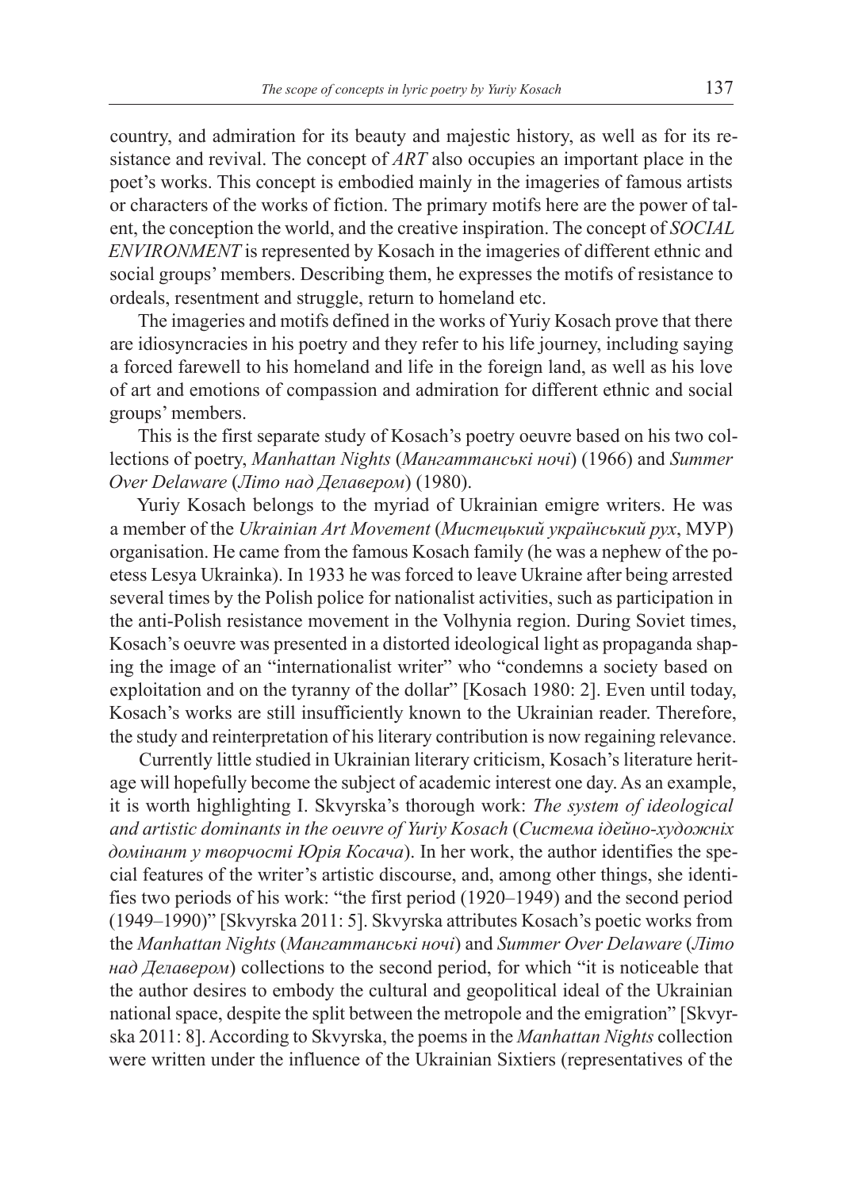country, and admiration for its beauty and majestic history, as well as for its resistance and revival. The concept of *ART* also occupies an important place in the poet's works. This concept is embodied mainly in the imageries of famous artists or characters of the works of fiction. The primary motifs here are the power of talent, the conception the world, and the creative inspiration. The concept of *SOCIAL ENVIRONMENT* is represented by Kosach in the imageries of different ethnic and social groups' members. Describing them, he expresses the motifs of resistance to ordeals, resentment and struggle, return to homeland etc.

The imageries and motifs defined in the works of Yuriy Kosach prove that there are idiosyncracies in his poetry and they refer to his life journey, including saying a forced farewell to his homeland and life in the foreign land, as well as his love of art and emotions of compassion and admiration for different ethnic and social groups' members.

This is the first separate study of Kosach's poetry oeuvre based on his two collections of poetry, *Manhattan Nights* (*Мангаттанські ночі*) (1966) and *Summer Over Delaware* (*Літо над Делавером*) (1980).

Yuriy Kosach belongs to the myriad of Ukrainian emigre writers. He was a member of the *Ukrainian Art Movement* (*Мистецький український рух*, МУР) organisation. He came from the famous Kosach family (he was a nephew of the poetess Lesya Ukrainka). In 1933 he was forced to leave Ukraine after being arrested several times by the Polish police for nationalist activities, such as participation in the anti-Polish resistance movement in the Volhynia region. During Soviet times, Kosach's oeuvre was presented in a distorted ideological light as propaganda shaping the image of an "internationalist writer" who "condemns a society based on exploitation and on the tyranny of the dollar" [Kosach 1980: 2]. Even until today, Kosach's works are still insufficiently known to the Ukrainian reader. Therefore, the study and reinterpretation of his literary contribution is now regaining relevance.

Currently little studied in Ukrainian literary criticism, Kosach's literature heritage will hopefully become the subject of academic interest one day. As an example, it is worth highlighting I. Skvyrska's thorough work: *The system of ideological and artistic dominants in the oeuvre of Yuriy Kosach* (*Система ідейно-художніх домінант у творчості Юрія Косача*). In her work, the author identifies the special features of the writer's artistic discourse, and, among other things, she identifies two periods of his work: "the first period (1920–1949) and the second period (1949–1990)" [Skvyrska 2011: 5]. Skvyrska attributes Kosach's poetic works from the *Manhattan Nights* (*Мангаттанські ночі*) and *Summer Over Delaware* (*Літо над Делавером*) collections to the second period, for which "it is noticeable that the author desires to embody the cultural and geopolitical ideal of the Ukrainian national space, despite the split between the metropole and the emigration" [Skvyrska 2011: 8]. According to Skvyrska, the poems in the *Manhattan Nights* collection were written under the influence of the Ukrainian Sixtiers (representatives of the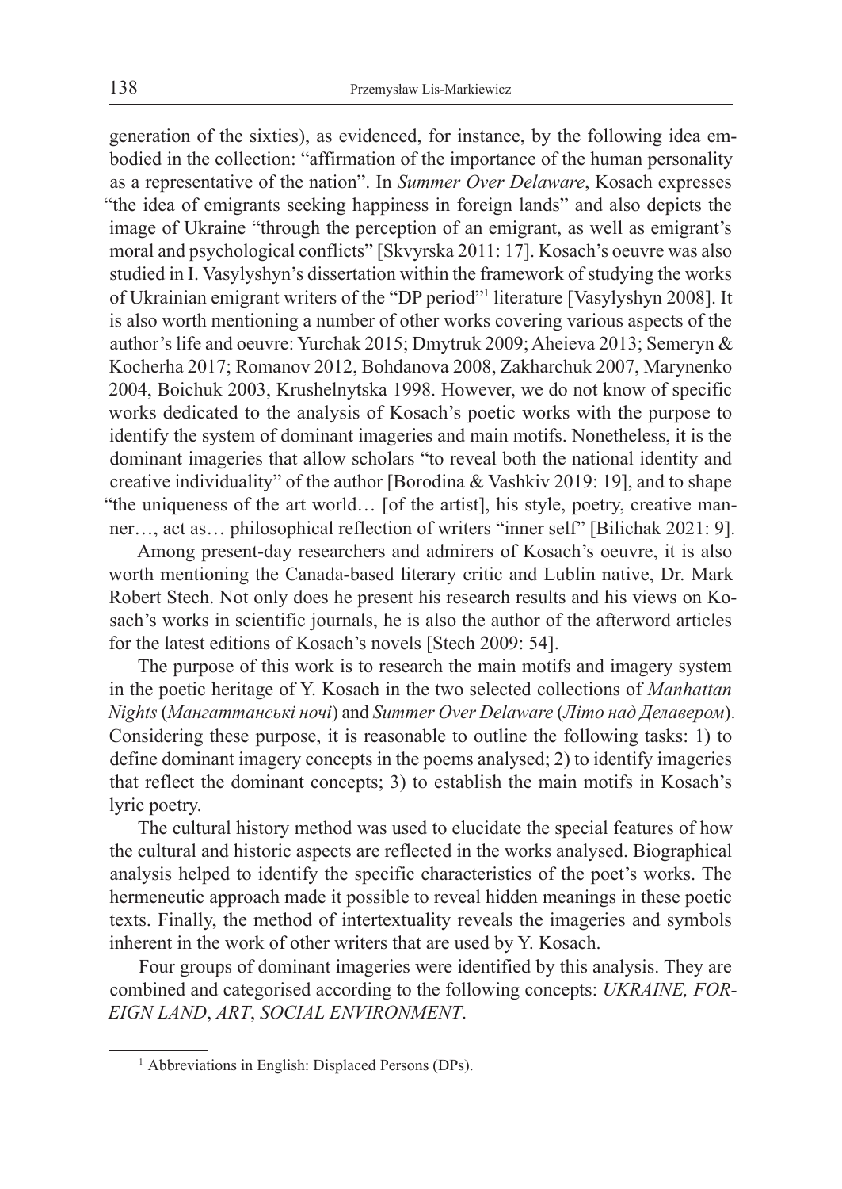generation of the sixties), as evidenced, for instance, by the following idea embodied in the collection: "affirmation of the importance of the human personality as a representative of the nation". In *Summer Over Delaware*, Kosach expresses "the idea of emigrants seeking happiness in foreign lands" and also depicts the image of Ukraine "through the perception of an emigrant, as well as emigrant's moral and psychological conflicts" [Skvyrska 2011: 17]. Kosach's oeuvre was also studied in I. Vasylyshyn's dissertation within the framework of studying the works of Ukrainian emigrant writers of the "DP period"[1] literature [Vasylyshyn 2008]. It is also worth mentioning a number of other works covering various aspects of the author's life and oeuvre: Yurchak 2015; Dmytruk 2009; Aheieva 2013; Semeryn & Kocherha 2017; Romanov 2012, Bohdanova 2008, Zakharchuk 2007, Marynenko 2004, Boichuk 2003, Krushelnytska 1998. However, we do not know of specific works dedicated to the analysis of Kosach's poetic works with the purpose to identify the system of dominant imageries and main motifs. Nonetheless, it is the dominant imageries that allow scholars "to reveal both the national identity and creative individuality" of the author [Borodina & Vashkiv 2019: 19], and to shape "the uniqueness of the art world… [of the artist], his style, poetry, creative manner…, act as… philosophical reflection of writers "inner self" [Bilichak 2021: 9].

Among present-day researchers and admirers of Kosach's oeuvre, it is also worth mentioning the Canada-based literary critic and Lublin native, Dr. Mark Robert Stech. Not only does he present his research results and his views on Kosach's works in scientific journals, he is also the author of the afterword articles for the latest editions of Kosach's novels [Stech 2009: 54].

The purpose of this work is to research the main motifs and imagery system in the poetic heritage of Y. Kosach in the two selected collections of *Manhattan Nights* (*Мангаттанські ночі*) and *Summer Over Delaware* (*Літо над Делавером*). Considering these purpose, it is reasonable to outline the following tasks: 1) to define dominant imagery concepts in the poems analysed; 2) to identify imageries that reflect the dominant concepts; 3) to establish the main motifs in Kosach's lyric poetry.

The cultural history method was used to elucidate the special features of how the cultural and historic aspects are reflected in the works analysed. Biographical analysis helped to identify the specific characteristics of the poet's works. The hermeneutic approach made it possible to reveal hidden meanings in these poetic texts. Finally, the method of intertextuality reveals the imageries and symbols inherent in the work of other writers that are used by Y. Kosach.

Four groups of dominant imageries were identified by this analysis. They are combined and categorised according to the following concepts: *UKRAINE, FOREIGN LAND*, *ART*, *SOCIAL ENVIRONMENT*.

[1] Abbreviations in English: Displaced Persons (DPs).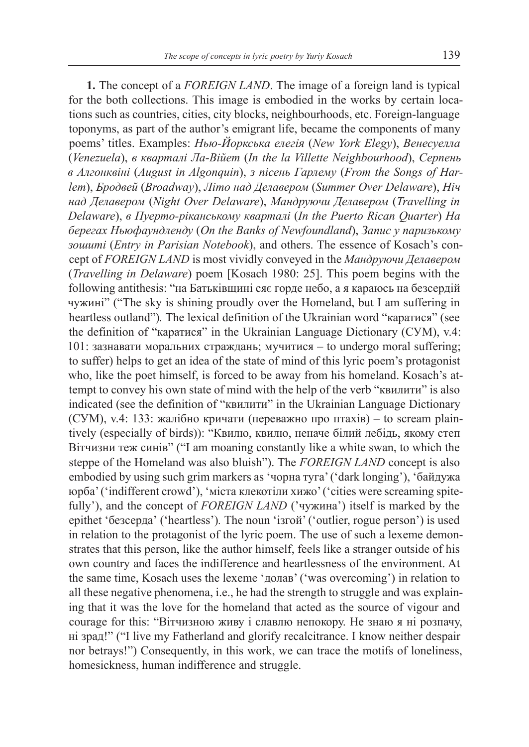**1.** The concept of a *FOREIGN LAND*. The image of a foreign land is typical for the both collections. This image is embodied in the works by certain locations such as countries, cities, city blocks, neighbourhoods, etc. Foreign-language toponyms, as part of the author's emigrant life, became the components of many poems' titles. Examples: *Нью-Йоркська елегія* (*New York Elegy*), *Венесуелла* (*Venezuela*), *в квартали Ла-Війет* (*In the la Villette Neighbourhood*), *Серпень в Алгонквіні* (*August in Algonquin*), *з пісень Гарлему* (*From the Songs of Harlem*), *Бродвей* (*Broadway*), *Літо над Делавером* (*Summer Over Delaware*), *Ніч над Делавером* (*Night Over Delaware*), *Мандруючи Делавером* (*Travelling in Delaware*), *в Пуерто-ріканському кварталі* (*In the Puerto Rican Quarter*) *На берегах Ньюфаундленду* (*On the Banks of Newfoundland*), *Запис у паризькому зошиті* (*Entry in Parisian Notebook*), and others. The essence of Kosach's concept of *FOREIGN LAND* is most vividly conveyed in the *Мандруючи Делавером* (*Travelling in Delaware*) poem [Kosach 1980: 25]. This poem begins with the following antithesis: "на Батьківщині сяє горде небо, а я караюсь на безсердій чужині" ("The sky is shining proudly over the Homeland, but I am suffering in heartless outland"). The lexical definition of the Ukrainian word "каратися" (see the definition of "каратися" in the Ukrainian Language Dictionary (СУМ), v.4: 101: зазнавати моральних страждань; мучитися – to undergo moral suffering; to suffer) helps to get an idea of the state of mind of this lyric poem's protagonist who, like the poet himself, is forced to be away from his homeland. Kosach's attempt to convey his own state of mind with the help of the verb "квилити" is also indicated (see the definition of "квилити" in the Ukrainian Language Dictionary (СУМ), v.4: 133: жалібно кричати (переважно про птахів) – to scream plaintively (especially of birds)): "Квилю, квилю, неначе білий лебідь, якому степ Вітчизни теж синів" ("I am moaning constantly like a white swan, to which the steppe of the Homeland was also bluish"). The *FOREIGN LAND* concept is also embodied by using such grim markers as 'чорна туга' ('dark longing'), 'байдужа юрба' ('indifferent crowd'), 'міста клекотіли хижо' ('cities were screaming spitefully'), and the concept of *FOREIGN LAND* ('чужина') itself is marked by the epithet 'безсерда' ('heartless'). The noun 'ізгой' ('outlier, rogue person') is used in relation to the protagonist of the lyric poem. The use of such a lexeme demonstrates that this person, like the author himself, feels like a stranger outside of his own country and faces the indifference and heartlessness of the environment. At the same time, Kosach uses the lexeme 'долав' ('was overcoming') in relation to all these negative phenomena, i.e., he had the strength to struggle and was explaining that it was the love for the homeland that acted as the source of vigour and courage for this: "Вітчизною живу і славлю непокору. Не знаю я ні розпачу, ні зрад!" ("I live my Fatherland and glorify recalcitrance. I know neither despair nor betrays!") Consequently, in this work, we can trace the motifs of loneliness, homesickness, human indifference and struggle.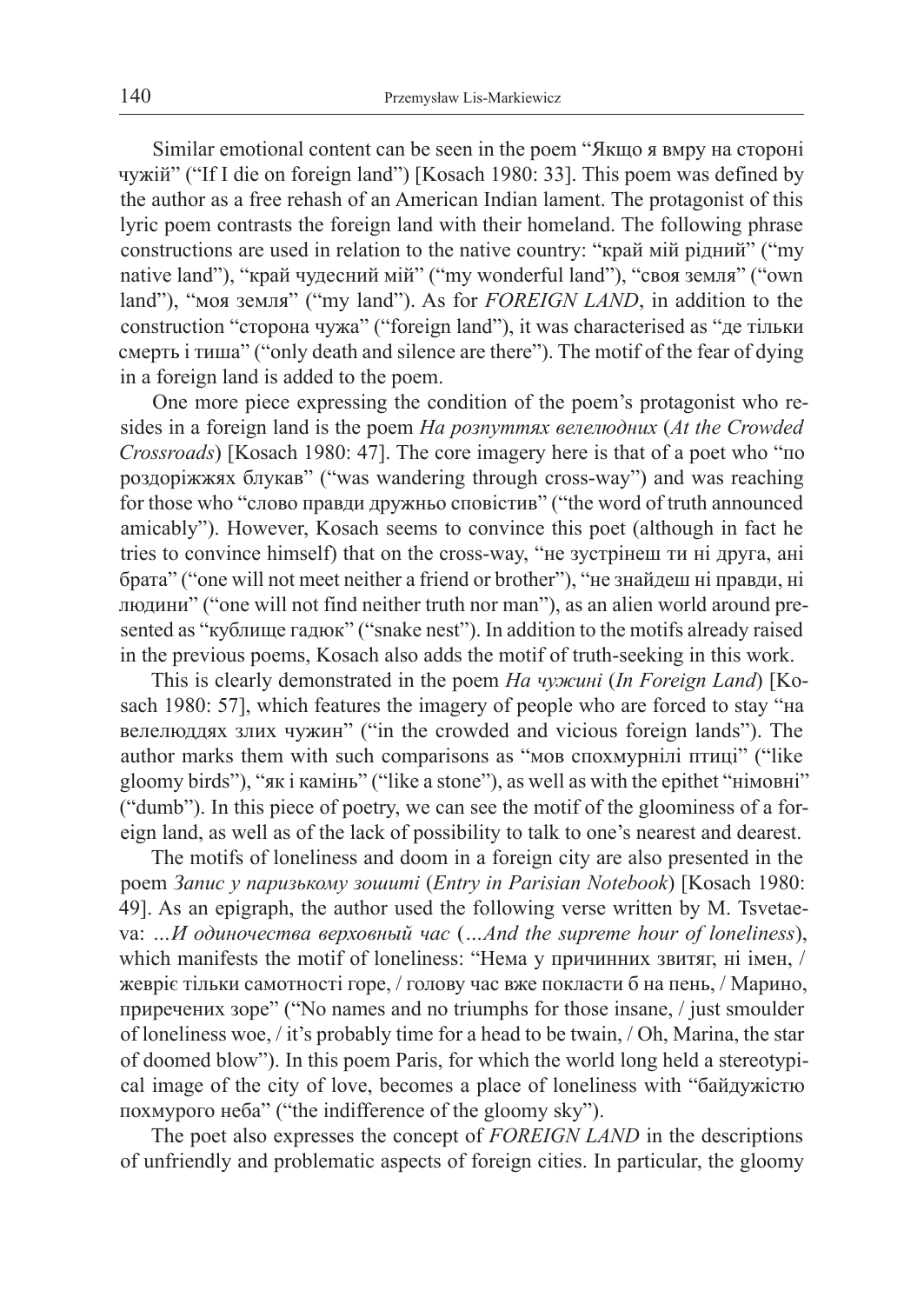Similar emotional content can be seen in the poem "Якщо я вмру на стороні чужій" ("If I die on foreign land") [Kosach 1980: 33]. This poem was defined by the author as a free rehash of an American Indian lament. The protagonist of this lyric poem contrasts the foreign land with their homeland. The following phrase constructions are used in relation to the native country: "край мій рідний" ("my native land"), "край чудесний мій" ("my wonderful land"), "своя земля" ("own land"), "моя земля" ("my land"). As for *FOREIGN LAND*, in addition to the construction "сторона чужа" ("foreign land"), it was characterised as "де тільки смерть і тиша" ("only death and silence are there"). The motif of the fear of dying in a foreign land is added to the poem.

One more piece expressing the condition of the poem's protagonist who resides in a foreign land is the poem *На розпуттях велелюдних* (*At the Crowded Crossroads*) [Kosach 1980: 47]. The core imagery here is that of a poet who "по роздоріжжях блукав" ("was wandering through cross-way") and was reaching for those who "слово правди дружньо сповістив" ("the word of truth announced amicably"). However, Kosach seems to convince this poet (although in fact he tries to convince himself) that on the cross-way, "не зустрінеш ти ні друга, ані брата" ("one will not meet neither a friend or brother"), "не знайдеш ні правди, ні людини" ("one will not find neither truth nor man"), as an alien world around presented as "кублище гадюк" ("snake nest"). In addition to the motifs already raised in the previous poems, Kosach also adds the motif of truth-seeking in this work.

This is clearly demonstrated in the poem *На чужині* (*In Foreign Land*) [Kosach 1980: 57], which features the imagery of people who are forced to stay "на велелюддях злих чужин" ("in the crowded and vicious foreign lands"). The author marks them with such comparisons as "мов спохмурнілі птиці" ("like gloomy birds"), "як і камінь" ("like a stone"), as well as with the epithet "німовні" ("dumb"). In this piece of poetry, we can see the motif of the gloominess of a foreign land, as well as of the lack of possibility to talk to one's nearest and dearest.

The motifs of loneliness and doom in a foreign city are also presented in the poem *Запис у паризькому зошиті* (*Entry in Parisian Notebook*) [Kosach 1980: 49]. As an epigraph, the author used the following verse written by M. Tsvetaeva: *…И одиночества верховный час* (*…And the supreme hour of loneliness*), which manifests the motif of loneliness: "Нема у причинних звитяг, ні імен, / жевріє тільки самотності горе, / голову час вже покласти б на пень, / Марино, приречених зоре" ("No names and no triumphs for those insane, / just smoulder of loneliness woe, / it's probably time for a head to be twain, / Oh, Marina, the star of doomed blow"). In this poem Paris, for which the world long held a stereotypical image of the city of love, becomes a place of loneliness with "байдужістю похмурого неба" ("the indifference of the gloomy sky").

The poet also expresses the concept of *FOREIGN LAND* in the descriptions of unfriendly and problematic aspects of foreign cities. In particular, the gloomy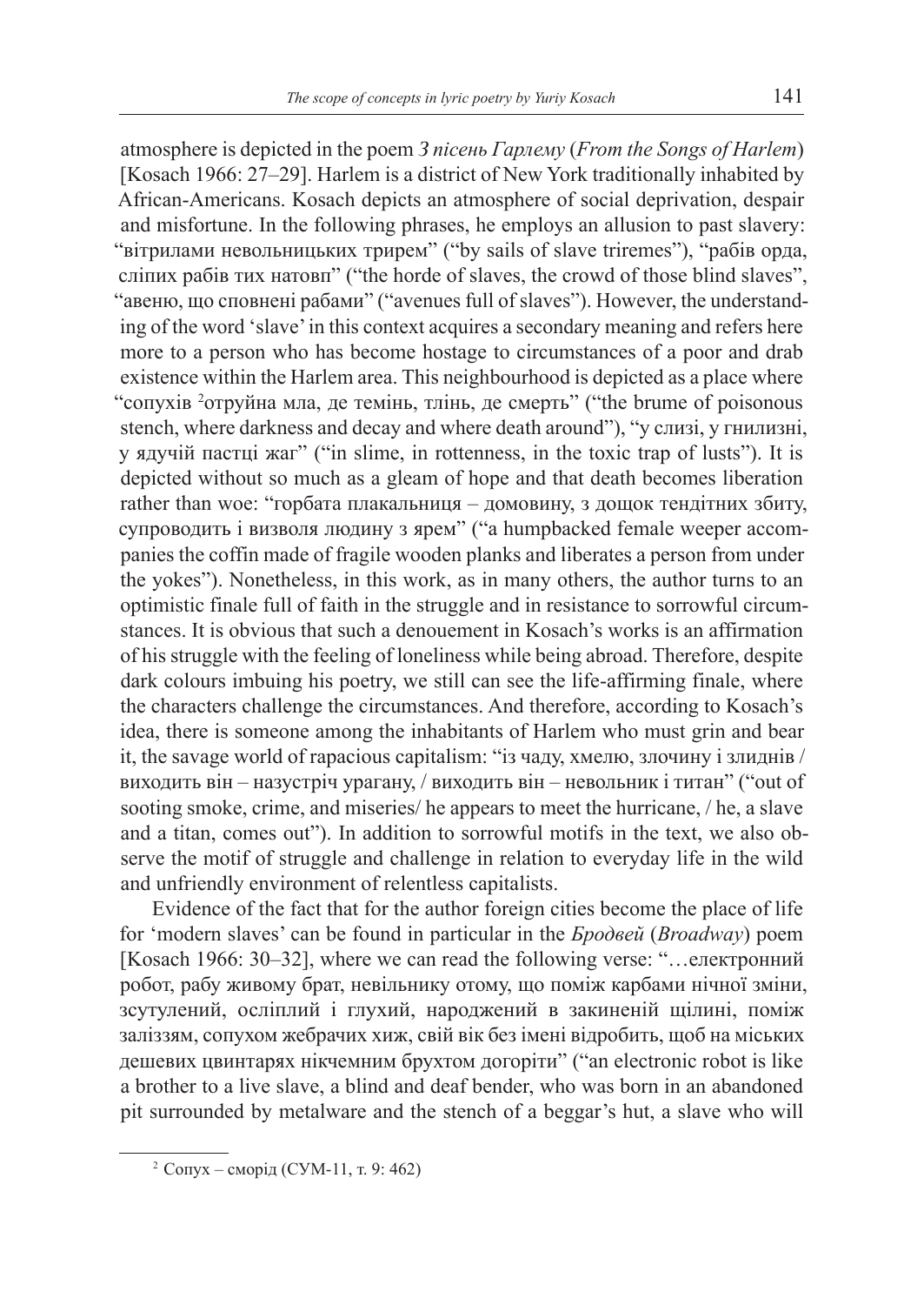atmosphere is depicted in the poem *З пісень Гарлему* (*From the Songs of Harlem*) [Kosach 1966: 27–29]. Harlem is a district of New York traditionally inhabited by African-Americans. Kosach depicts an atmosphere of social deprivation, despair and misfortune. In the following phrases, he employs an allusion to past slavery: "вітрилами невольницьких трирем" ("by sails of slave triremes"), "рабів орда, сліпих рабів тих натовп" ("the horde of slaves, the crowd of those blind slaves", "авеню, що сповнені рабами" ("avenues full of slaves"). However, the understanding of the word 'slave' in this context acquires a secondary meaning and refers here more to a person who has become hostage to circumstances of a poor and drab existence within the Harlem area. This neighbourhood is depicted as a place where "сопухів [2]отруйна мла, де темінь, тлінь, де смерть" ("the brume of poisonous stench, where darkness and decay and where death around"), "у слизі, у гнилизні, у ядучій пастці жаг" ("in slime, in rottenness, in the toxic trap of lusts"). It is depicted without so much as a gleam of hope and that death becomes liberation rather than woe: "горбата плакальниця – домовину, з дощок тендітних збиту, супроводить і визволя людину з ярем" ("a humpbacked female weeper accompanies the coffin made of fragile wooden planks and liberates a person from under the yokes"). Nonetheless, in this work, as in many others, the author turns to an optimistic finale full of faith in the struggle and in resistance to sorrowful circumstances. It is obvious that such a denouement in Kosach's works is an affirmation of his struggle with the feeling of loneliness while being abroad. Therefore, despite dark colours imbuing his poetry, we still can see the life-affirming finale, where the characters challenge the circumstances. And therefore, according to Kosach's idea, there is someone among the inhabitants of Harlem who must grin and bear it, the savage world of rapacious capitalism: "із чаду, хмелю, злочину і злиднів / виходить він – назустріч урагану, / виходить він – невольник і титан" ("out of sooting smoke, crime, and miseries/ he appears to meet the hurricane, / he, a slave and a titan, comes out"). In addition to sorrowful motifs in the text, we also observe the motif of struggle and challenge in relation to everyday life in the wild and unfriendly environment of relentless capitalists.

Evidence of the fact that for the author foreign cities become the place of life for 'modern slaves' can be found in particular in the *Бродвей* (*Broadway*) poem [Kosach 1966: 30–32], where we can read the following verse: "…електронний робот, рабу живому брат, невільнику отому, що поміж карбами нічної зміни, зсутулений, осліплий і глухий, народжений в закиненій щілині, поміж заліззям, сопухом жебрачих хиж, свій вік без імені відробить, щоб на міських дешевих цвинтарях нікчемним брухтом догоріти" ("an electronic robot is like a brother to a live slave, a blind and deaf bender, who was born in an abandoned pit surrounded by metalware and the stench of a beggar's hut, a slave who will

[2] Сопух – сморід (СУМ-11, т. 9: 462)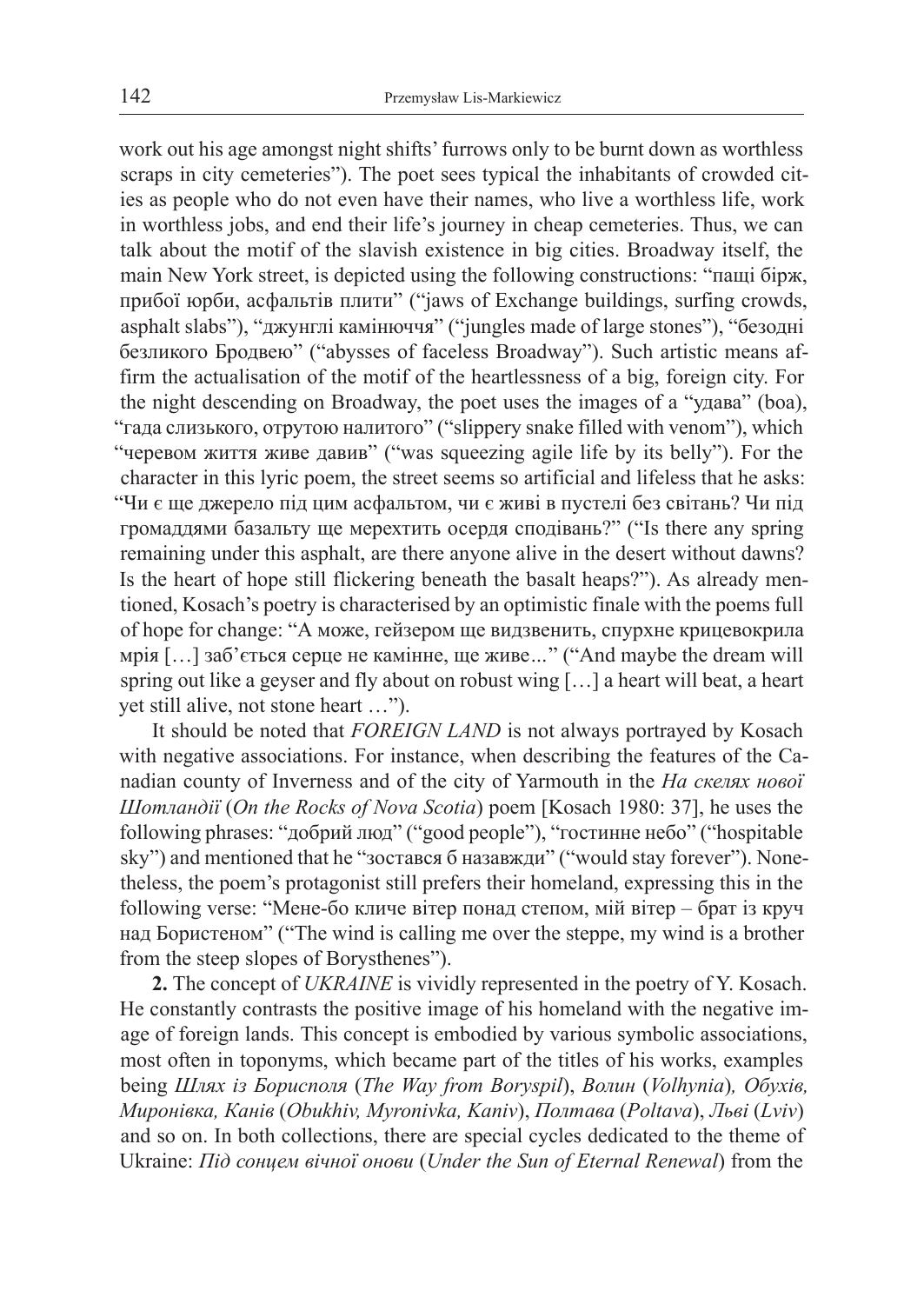work out his age amongst night shifts' furrows only to be burnt down as worthless scraps in city cemeteries"). The poet sees typical the inhabitants of crowded cities as people who do not even have their names, who live a worthless life, work in worthless jobs, and end their life's journey in cheap cemeteries. Thus, we can talk about the motif of the slavish existence in big cities. Broadway itself, the main New York street, is depicted using the following constructions: "пащі бірж, прибої юрби, асфальтів плити" ("jaws of Exchange buildings, surfing crowds, asphalt slabs"), "джунглі камінюччя" ("jungles made of large stones"), "безодні безликого Бродвею" ("abysses of faceless Broadway"). Such artistic means affirm the actualisation of the motif of the heartlessness of a big, foreign city. For the night descending on Broadway, the poet uses the images of a "удава" (boa), "гада слизького, отрутою налитого" ("slippery snake filled with venom"), which "черевом життя живе давив" ("was squeezing agile life by its belly"). For the character in this lyric poem, the street seems so artificial and lifeless that he asks: "Чи є ще джерело під цим асфальтом, чи є живі в пустелі без світань? Чи під громаддями базальту ще мерехтить осердя сподівань?" ("Is there any spring remaining under this asphalt, are there anyone alive in the desert without dawns? Is the heart of hope still flickering beneath the basalt heaps?"). As already mentioned, Kosach's poetry is characterised by an optimistic finale with the poems full of hope for change: "А може, гейзером ще видзвенить, спурхне крицевокрила мрія […] заб'ється серце не камінне, ще живе..." ("And maybe the dream will spring out like a geyser and fly about on robust wing […] a heart will beat, a heart yet still alive, not stone heart …").

It should be noted that *FOREIGN LAND* is not always portrayed by Kosach with negative associations. For instance, when describing the features of the Canadian county of Inverness and of the city of Yarmouth in the *На скелях нової Шотландії* (*On the Rocks of Nova Scotia*) poem [Kosach 1980: 37], he uses the following phrases: "добрий люд" ("good people"), "гостинне небо" ("hospitable sky") and mentioned that he "зостався б назавжди" ("would stay forever"). Nonetheless, the poem's protagonist still prefers their homeland, expressing this in the following verse: "Мене-бо кличе вітер понад степом, мій вітер – брат із круч над Бористеном" ("The wind is calling me over the steppe, my wind is a brother from the steep slopes of Borysthenes").

**2.** The concept of *UKRAINE* is vividly represented in the poetry of Y. Kosach. He constantly contrasts the positive image of his homeland with the negative image of foreign lands. This concept is embodied by various symbolic associations, most often in toponyms, which became part of the titles of his works, examples being *Шлях із Борисполя* (*The Way from Boryspil*), *Волин* (*Volhynia*)*, Обухів, Миронівка, Канів* (*Obukhiv, Myronivka, Kaniv*), *Полтава* (*Poltava*), *Льві* (*Lviv*) and so on. In both collections, there are special cycles dedicated to the theme of Ukraine: *Під сонцем вічної онови* (*Under the Sun of Eternal Renewal*) from the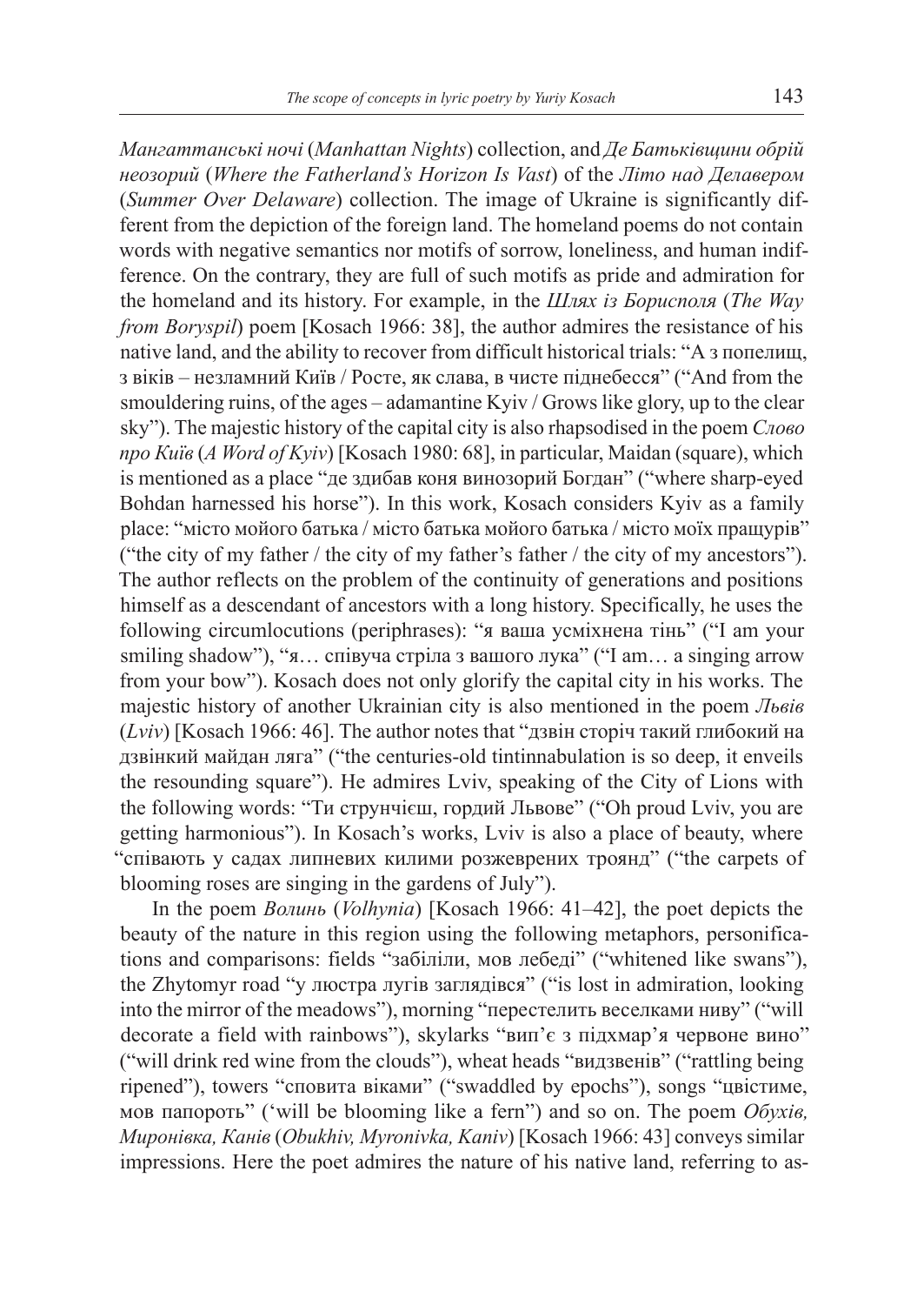*Мангаттанські ночі* (*Manhattan Nights*) collection, and *Де Батьківщини обрій неозорий* (*Where the Fatherland's Horizon Is Vast*) of the *Літо над Делавером* (*Summer Over Delaware*) collection. The image of Ukraine is significantly different from the depiction of the foreign land. The homeland poems do not contain words with negative semantics nor motifs of sorrow, loneliness, and human indifference. On the contrary, they are full of such motifs as pride and admiration for the homeland and its history. For example, in the *Шлях із Борисполя* (*The Way from Boryspil*) poem [Kosach 1966: 38], the author admires the resistance of his native land, and the ability to recover from difficult historical trials: "А з попелищ, з віків – незламний Київ / Росте, як слава, в чисте піднебесся" ("And from the smouldering ruins, of the ages – adamantine Kyiv / Grows like glory, up to the clear sky"). The majestic history of the capital city is also rhapsodised in the poem *Слово про Київ* (*A Word of Kyiv*) [Kosach 1980: 68], in particular, Maidan (square), which is mentioned as a place "де здибав коня винозорий Богдан" ("where sharp-eyed Bohdan harnessed his horse"). In this work, Kosach considers Kyiv as a family place: "місто мого батька / місто батька мого батька / місто моїх пращурів" ("the city of my father / the city of my father's father / the city of my ancestors"). The author reflects on the problem of the continuity of generations and positions himself as a descendant of ancestors with a long history. Specifically, he uses the following circumlocutions (periphrases): "я ваша усміхнена тінь" ("I am your smiling shadow"), "я… співуча стріла з вашого лука" ("I am… a singing arrow from your bow"). Kosach does not only glorify the capital city in his works. The majestic history of another Ukrainian city is also mentioned in the poem *Львів* (*Lviv*) [Kosach 1966: 46]. The author notes that "дзвін сторіч такий глибокий на дзвінкий майдан ляга" ("the centuries-old tintinnabulation is so deep, it enveils the resounding square"). He admires Lviv, speaking of the City of Lions with the following words: "Ти струнчієш, гордий Львове" ("Oh proud Lviv, you are getting harmonious"). In Kosach's works, Lviv is also a place of beauty, where "співають у садах липневих килими розжеврених троянд" ("the carpets of blooming roses are singing in the gardens of July").

In the poem *Волинь* (*Volhynia*) [Kosach 1966: 41–42], the poet depicts the beauty of the nature in this region using the following metaphors, personifications and comparisons: fields "забіліли, мов лебеді" ("whitened like swans"), the Zhytomyr road "у люстра лугів заглядівся" ("is lost in admiration, looking into the mirror of the meadows"), morning "перестелить веселками ниву" ("will decorate a field with rainbows"), skylarks "вип'є з підхмар'я червоне вино" ("will drink red wine from the clouds"), wheat heads "видзвенів" ("rattling being ripened"), towers "сповита віками" ("swaddled by epochs"), songs "цвістиме, мов папороть" ('will be blooming like a fern") and so on. The poem *Обухів, Миронівка, Канів* (*Obukhiv, Myronivka, Kaniv*) [Kosach 1966: 43] conveys similar impressions. Here the poet admires the nature of his native land, referring to as-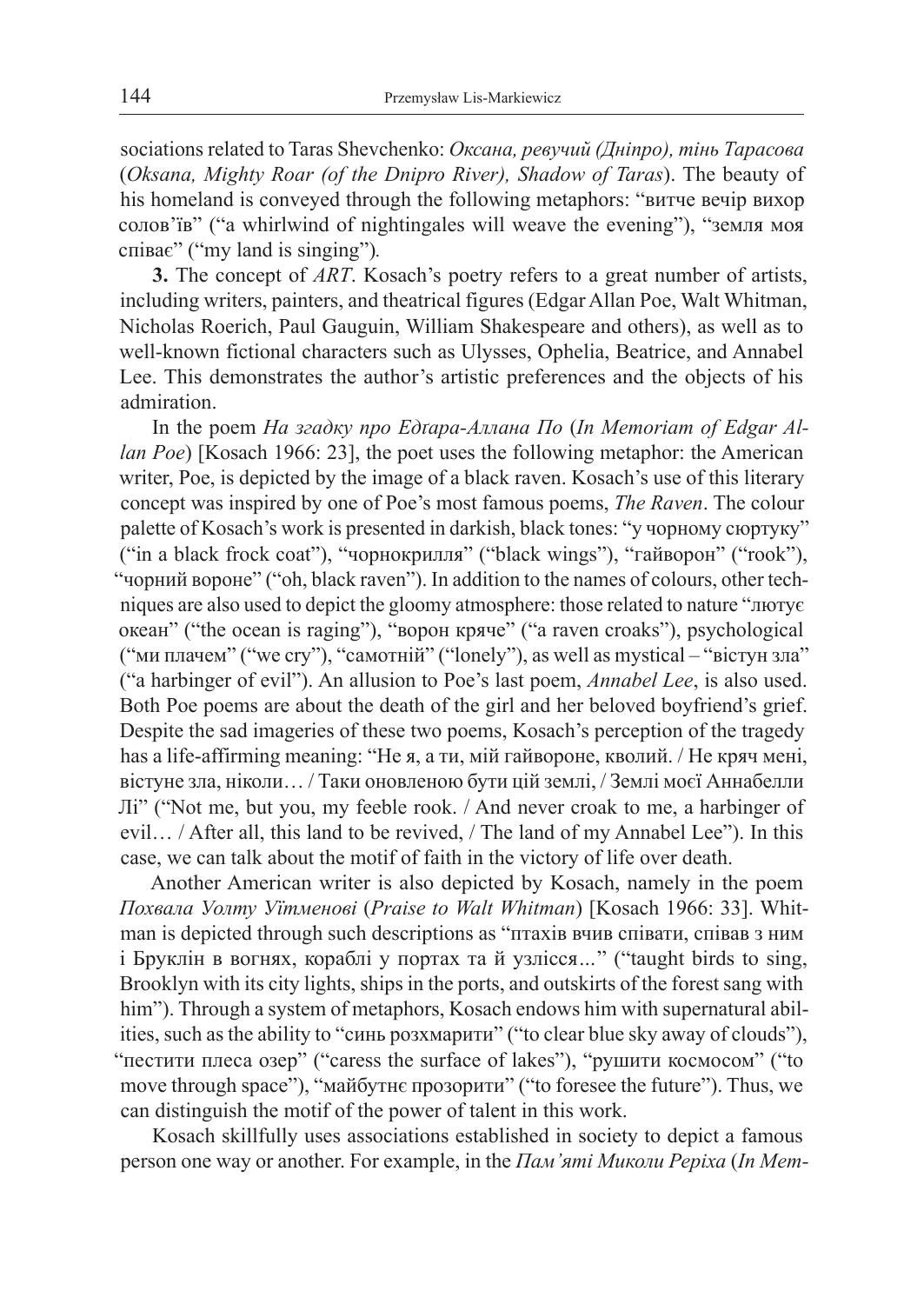sociations related to Taras Shevchenko: *Оксана, ревучий (Дніпро), тінь Тарасова* (*Oksana, Mighty Roar (of the Dnipro River), Shadow of Taras*). The beauty of his homeland is conveyed through the following metaphors: "витче вечір вихор солов'їв" ("a whirlwind of nightingales will weave the evening"), "земля моя співає" ("my land is singing").

**3.** The concept of *ART*. Kosach's poetry refers to a great number of artists, including writers, painters, and theatrical figures (Edgar Allan Poe, Walt Whitman, Nicholas Roerich, Paul Gauguin, William Shakespeare and others), as well as to well-known fictional characters such as Ulysses, Ophelia, Beatrice, and Annabel Lee. This demonstrates the author's artistic preferences and the objects of his admiration.

In the poem *На згадку про Едґара-Аллана По* (*In Memoriam of Edgar Allan Poe*) [Kosach 1966: 23], the poet uses the following metaphor: the American writer, Poe, is depicted by the image of a black raven. Kosach's use of this literary concept was inspired by one of Poe's most famous poems, *The Raven*. The colour palette of Kosach's work is presented in darkish, black tones: "у чорному сюртуку" ("in a black frock coat"), "чорнокрилля" ("black wings"), "гайворон" ("rook"), "чорний вороне" ("oh, black raven"). In addition to the names of colours, other techniques are also used to depict the gloomy atmosphere: those related to nature "лютує океан" ("the ocean is raging"), "ворон кряче" ("a raven croaks"), psychological ("ми плачем" ("we cry"), "самотній" ("lonely"), as well as mystical – "вістун зла" ("a harbinger of evil"). An allusion to Poe's last poem, *Annabel Lee*, is also used. Both Poe poems are about the death of the girl and her beloved boyfriend's grief. Despite the sad imageries of these two poems, Kosach's perception of the tragedy has a life-affirming meaning: "Не я, а ти, мій гайвороне, кволий. / Не кряч мені, вістуне зла, ніколи… / Таки оновленою бути цій землі, / Землі моєї Аннабелли Лі" ("Not me, but you, my feeble rook. / And never croak to me, a harbinger of evil… / After all, this land to be revived, / The land of my Annabel Lee"). In this case, we can talk about the motif of faith in the victory of life over death.

Another American writer is also depicted by Kosach, namely in the poem *Похвала Уолту Уїтменові* (*Praise to Walt Whitman*) [Kosach 1966: 33]. Whitman is depicted through such descriptions as "птахів вчив співати, співав з ним і Бруклін в вогнях, кораблі у портах та й узлісся..." ("taught birds to sing, Brooklyn with its city lights, ships in the ports, and outskirts of the forest sang with him"). Through a system of metaphors, Kosach endows him with supernatural abilities, such as the ability to "синь розхмарити" ("to clear blue sky away of clouds"), "пестити плеса озер" ("caress the surface of lakes"), "рушити космосом" ("to move through space"), "майбутнє прозорити" ("to foresee the future"). Thus, we can distinguish the motif of the power of talent in this work.

Kosach skillfully uses associations established in society to depict a famous person one way or another. For example, in the *Пам'яті Миколи Реріха* (*In Mem-*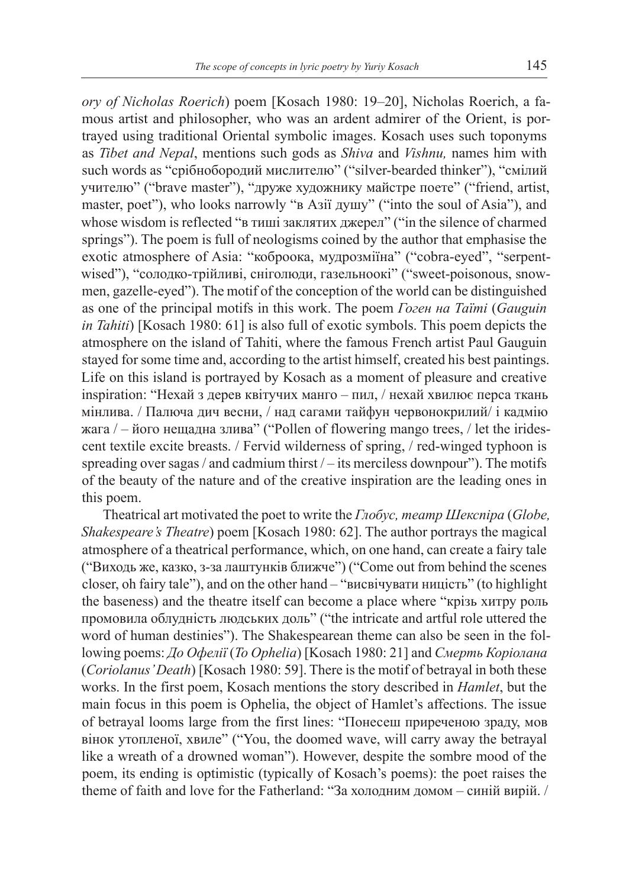*ory of Nicholas Roerich*) poem [Kosach 1980: 19–20], Nicholas Roerich, a famous artist and philosopher, who was an ardent admirer of the Orient, is portrayed using traditional Oriental symbolic images. Kosach uses such toponyms as *Tibet and Nepal*, mentions such gods as *Shiva* and *Vishnu,* names him with such words as "срібнобородий мислителю" ("silver-bearded thinker"), "смілий учителю" ("brave master"), "друже художнику майстре поете" ("friend, artist, master, poet"), who looks narrowly "в Азії душу" ("into the soul of Asia"), and whose wisdom is reflected "в тиші заклятих джерел" ("in the silence of charmed springs"). The poem is full of neologisms coined by the author that emphasise the exotic atmosphere of Asia: "коброока, мудрозміїна" ("cobra-eyed", "serpent-wised"), "солодко-трійливі, сніголюди, газельноокі" ("sweet-poisonous, snowmen, gazelle-eyed"). The motif of the conception of the world can be distinguished as one of the principal motifs in this work. The poem *Гоген на Таїті* (*Gauguin in Tahiti*) [Kosach 1980: 61] is also full of exotic symbols. This poem depicts the atmosphere on the island of Tahiti, where the famous French artist Paul Gauguin stayed for some time and, according to the artist himself, created his best paintings. Life on this island is portrayed by Kosach as a moment of pleasure and creative inspiration: "Нехай з дерев квітучих манго – пил, / нехай хвилює перса ткань мінлива. / Палюча дич весни, / над сагами тайфун червонокрилий/ і кадмію жага / – його нещадна злива" ("Pollen of flowering mango trees, / let the iridescent textile excite breasts. / Fervid wilderness of spring, / red-winged typhoon is spreading over sagas / and cadmium thirst / – its merciless downpour"). The motifs of the beauty of the nature and of the creative inspiration are the leading ones in this poem.

Theatrical art motivated the poet to write the *Глобус, театр Шекспіра* (*Globe, Shakespeare's Theatre*) poem [Kosach 1980: 62]. The author portrays the magical atmosphere of a theatrical performance, which, on one hand, can create a fairy tale ("Виходь же, казко, з-за лаштунків ближче") ("Come out from behind the scenes closer, oh fairy tale"), and on the other hand – "висвічувати ницість" (to highlight the baseness) and the theatre itself can become a place where "крізь хитру роль промовила облудність людських доль" ("the intricate and artful role uttered the word of human destinies"). The Shakespearean theme can also be seen in the following poems: *До Офелії* (*To Ophelia*) [Kosach 1980: 21] and *Смерть Коріолана* (*Coriolanus' Death*) [Kosach 1980: 59]. There is the motif of betrayal in both these works. In the first poem, Kosach mentions the story described in *Hamlet*, but the main focus in this poem is Ophelia, the object of Hamlet's affections. The issue of betrayal looms large from the first lines: "Понесеш приреченою зраду, мов вінок утопленої, хвиле" ("You, the doomed wave, will carry away the betrayal like a wreath of a drowned woman"). However, despite the sombre mood of the poem, its ending is optimistic (typically of Kosach's poems): the poet raises the theme of faith and love for the Fatherland: "За холодним домом – синій вирій. /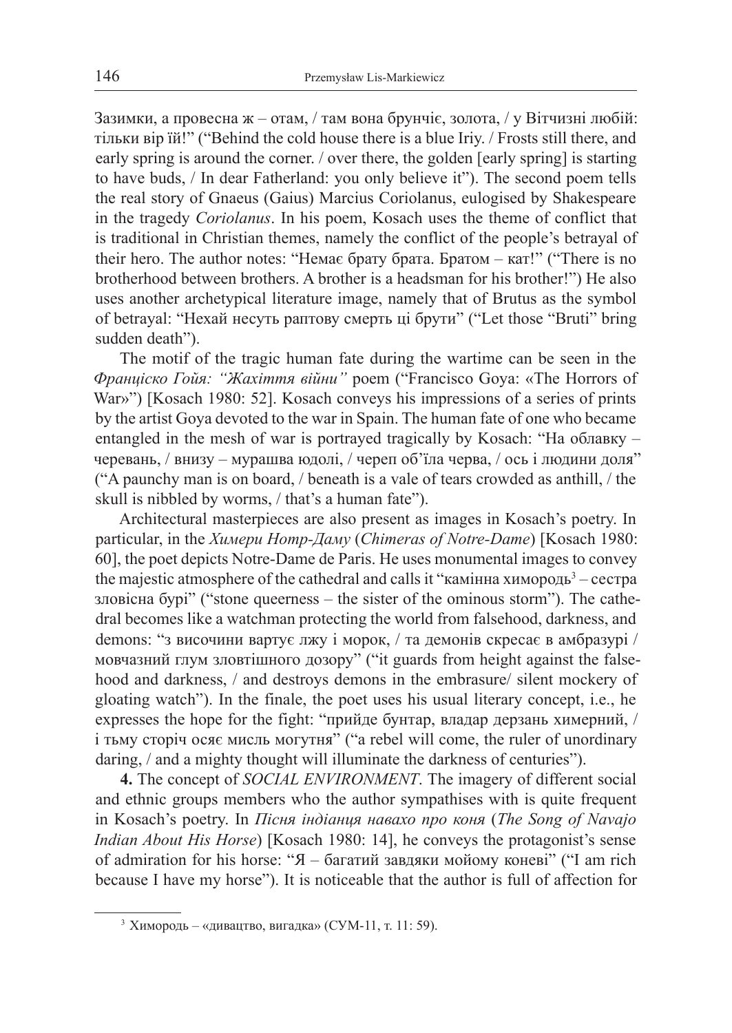Зазимки, а провесна ж – отам, / там вона брунчіє, золота, / у Вітчизні любій: тільки вір їй!" ("Behind the cold house there is a blue Iriy. / Frosts still there, and early spring is around the corner. / over there, the golden [early spring] is starting to have buds, / In dear Fatherland: you only believe it"). The second poem tells the real story of Gnaeus (Gaius) Marcius Coriolanus, eulogised by Shakespeare in the tragedy *Coriolanus*. In his poem, Kosach uses the theme of conflict that is traditional in Christian themes, namely the conflict of the people's betrayal of their hero. The author notes: "Немає брату брата. Братом – кат!" ("There is no brotherhood between brothers. A brother is a headsman for his brother!") He also uses another archetypical literature image, namely that of Brutus as the symbol of betrayal: "Нехай несуть раптову смерть ці брути" ("Let those "Bruti" bring sudden death").

The motif of the tragic human fate during the wartime can be seen in the *Франціско Гойя: "Жахіття війни"* poem ("Francisco Goya: «The Horrors of War»") [Kosach 1980: 52]. Kosach conveys his impressions of a series of prints by the artist Goya devoted to the war in Spain. The human fate of one who became entangled in the mesh of war is portrayed tragically by Kosach: "На облавку – черевань, / внизу – мурашва юдолі, / череп об'їла черва, / ось і людини доля" ("A paunchy man is on board, / beneath is a vale of tears crowded as anthill, / the skull is nibbled by worms, / that's a human fate").

Architectural masterpieces are also present as images in Kosach's poetry. In particular, in the *Химери Нотр-Даму* (*Chimeras of Notre-Dame*) [Kosach 1980: 60], the poet depicts Notre-Dame de Paris. He uses monumental images to convey the majestic atmosphere of the cathedral and calls it "камінна химородь[3] – сестра зловісна бурі" ("stone queerness – the sister of the ominous storm"). The cathedral becomes like a watchman protecting the world from falsehood, darkness, and demons: "з височини вартує лжу і морок, / та демонів скресає в амбразурі / мовчазний глум зловтішного дозору" ("it guards from height against the falsehood and darkness, / and destroys demons in the embrasure/ silent mockery of gloating watch"). In the finale, the poet uses his usual literary concept, i.e., he expresses the hope for the fight: "прийде бунтар, владар дерзань химерний, / і тьму сторіч осяє мисль могутня" ("a rebel will come, the ruler of unordinary daring, / and a mighty thought will illuminate the darkness of centuries").

**4.** The concept of *SOCIAL ENVIRONMENT*. The imagery of different social and ethnic groups members who the author sympathises with is quite frequent in Kosach's poetry. In *Пісня індіанця навахо про коня* (*The Song of Navajo Indian About His Horse*) [Kosach 1980: 14], he conveys the protagonist's sense of admiration for his horse: "Я – багатий завдяки мойому коневі" ("I am rich because I have my horse"). It is noticeable that the author is full of affection for

[3] Химородь – «дивацтво, вигадка» (СУМ-11, т. 11: 59).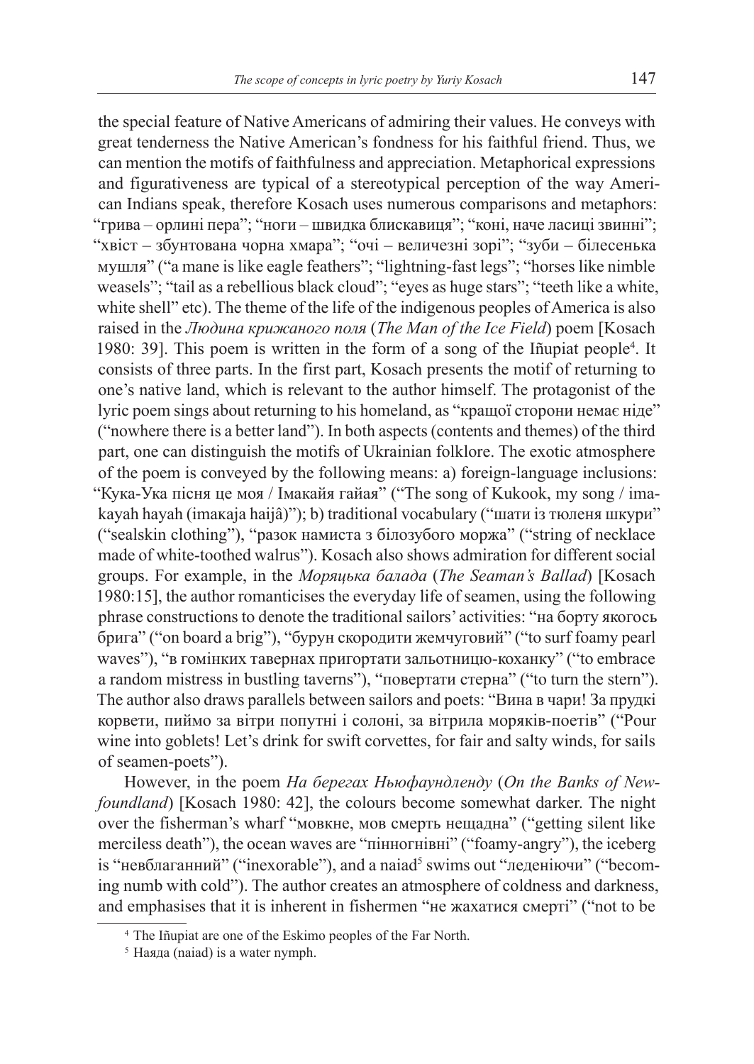the special feature of Native Americans of admiring their values. He conveys with great tenderness the Native American's fondness for his faithful friend. Thus, we can mention the motifs of faithfulness and appreciation. Metaphorical expressions and figurativeness are typical of a stereotypical perception of the way American Indians speak, therefore Kosach uses numerous comparisons and metaphors: "грива – орлині пера"; "ноги – швидка блискавиця"; "коні, наче ласиці звинні"; "хвіст – збунтована чорна хмара"; "очі – величезні зорі"; "зуби – білесенька мушля" ("a mane is like eagle feathers"; "lightning-fast legs"; "horses like nimble weasels"; "tail as a rebellious black cloud"; "eyes as huge stars"; "teeth like a white, white shell" etc). The theme of the life of the indigenous peoples of America is also raised in the *Людина крижаного поля* (*The Man of the Ice Field*) poem [Kosach 1980: 39]. This poem is written in the form of a song of the Iñupiat people[4]. It consists of three parts. In the first part, Kosach presents the motif of returning to one's native land, which is relevant to the author himself. The protagonist of the lyric poem sings about returning to his homeland, as "кращої сторони немає ніде" ("nowhere there is a better land"). In both aspects (contents and themes) of the third part, one can distinguish the motifs of Ukrainian folklore. The exotic atmosphere of the poem is conveyed by the following means: a) foreign-language inclusions: "Кука-Ука пісня це моя / Імакайя гайая" ("The song of Kukook, my song / imakayah hayah (imakaja haijâ)"); b) traditional vocabulary ("шати із тюленя шкури" ("sealskin clothing"), "разок намиста з білозубого моржа" ("string of necklace made of white-toothed walrus"). Kosach also shows admiration for different social groups. For example, in the *Моряцька балада* (*The Seaman's Ballad*) [Kosach 1980:15], the author romanticises the everyday life of seamen, using the following phrase constructions to denote the traditional sailors' activities: "на борту якогось брига" ("on board a brig"), "бурун скородити жемчуговий" ("to surf foamy pearl waves"), "в гомінких тавернах пригортати зальотницю-коханку" ("to embrace a random mistress in bustling taverns"), "повертати стерна" ("to turn the stern"). The author also draws parallels between sailors and poets: "Вина в чари! За прудкі корвети, пиймо за вітри попутні і солоні, за вітрила моряків-поетів" ("Pour wine into goblets! Let's drink for swift corvettes, for fair and salty winds, for sails of seamen-poets").

However, in the poem *На берегах Ньюфаундленду* (*On the Banks of Newfoundland*) [Kosach 1980: 42], the colours become somewhat darker. The night over the fisherman's wharf "мовкне, мов смерть нещадна" ("getting silent like merciless death"), the ocean waves are "пінногнівні" ("foamy-angry"), the iceberg is "невблаганний" ("inexorable"), and a naiad[5] swims out "леденіючи" ("becoming numb with cold"). The author creates an atmosphere of coldness and darkness, and emphasises that it is inherent in fishermen "не жахатися смерті" ("not to be

[4] The Iñupiat are one of the Eskimo peoples of the Far North.

[5] Наяда (naiad) is a water nymph.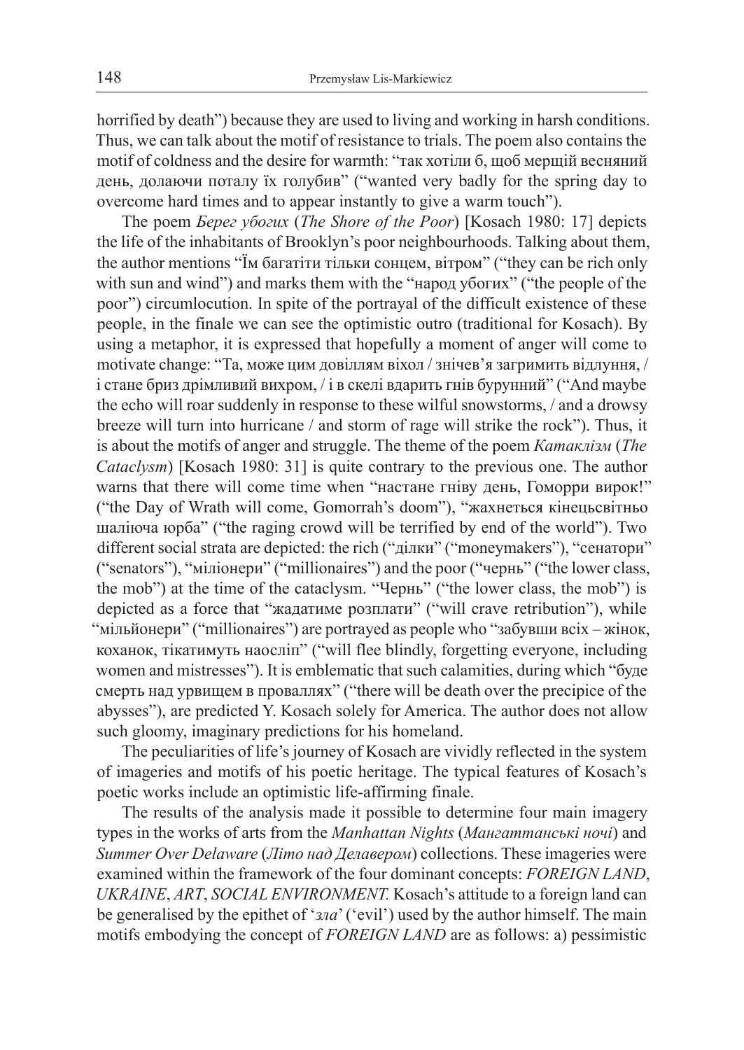horrified by death") because they are used to living and working in harsh conditions. Thus, we can talk about the motif of resistance to trials. The poem also contains the motif of coldness and the desire for warmth: "так хотіли б, щоб мерщій весняний день, долаючи поталу їх голубив" ("wanted very badly for the spring day to overcome hard times and to appear instantly to give a warm touch").

The poem *Берег убогих* (*The Shore of the Poor*) [Kosach 1980: 17] depicts the life of the inhabitants of Brooklyn's poor neighbourhoods. Talking about them, the author mentions "Їм багатіти тільки сонцем, вітром" ("they can be rich only with sun and wind") and marks them with the "народ убогих" ("the people of the poor") circumlocution. In spite of the portrayal of the difficult existence of these people, in the finale we can see the optimistic outro (traditional for Kosach). By using a metaphor, it is expressed that hopefully a moment of anger will come to motivate change: "Та, може цим довіллям віхол / знічев'я загримить відлуння, / і стане бриз дрімливий вихром, / і в скелі вдарить гнів бурунний" ("And maybe the echo will roar suddenly in response to these wilful snowstorms, / and a drowsy breeze will turn into hurricane / and storm of rage will strike the rock"). Thus, it is about the motifs of anger and struggle. The theme of the poem *Катаклізм* (*The Cataclysm*) [Kosach 1980: 31] is quite contrary to the previous one. The author warns that there will come time when "настане гніву день, Гоморри вирок!" ("the Day of Wrath will come, Gomorrah's doom"), "жахнеться кінецьсвітньо шаліюча юрба" ("the raging crowd will be terrified by end of the world"). Two different social strata are depicted: the rich ("ділки" ("moneymakers"), "сенатори" ("senators"), "міліонери" ("millionaires") and the poor ("чернь" ("the lower class, the mob") at the time of the cataclysm. "Чернь" ("the lower class, the mob") is depicted as a force that "жадатиме розплати" ("will crave retribution"), while "мільйонери" ("millionaires") are portrayed as people who "забувши всіх – жінок, коханок, тікатимуть наосліп" ("will flee blindly, forgetting everyone, including women and mistresses"). It is emblematic that such calamities, during which "буде смерть над урвищем в проваллях" ("there will be death over the precipice of the abysses"), are predicted Y. Kosach solely for America. The author does not allow such gloomy, imaginary predictions for his homeland.

The peculiarities of life's journey of Kosach are vividly reflected in the system of imageries and motifs of his poetic heritage. The typical features of Kosach's poetic works include an optimistic life-affirming finale.

The results of the analysis made it possible to determine four main imagery types in the works of arts from the *Manhattan Nights* (*Мангаттанські ночі*) and *Summer Over Delaware* (*Літо над Делавером*) collections. These imageries were examined within the framework of the four dominant concepts: *FOREIGN LAND*, *UKRAINE*, *ART*, *SOCIAL ENVIRONMENT.* Kosach's attitude to a foreign land can be generalised by the epithet of '*зла*' ('evil') used by the author himself. The main motifs embodying the concept of *FOREIGN LAND* are as follows: a) pessimistic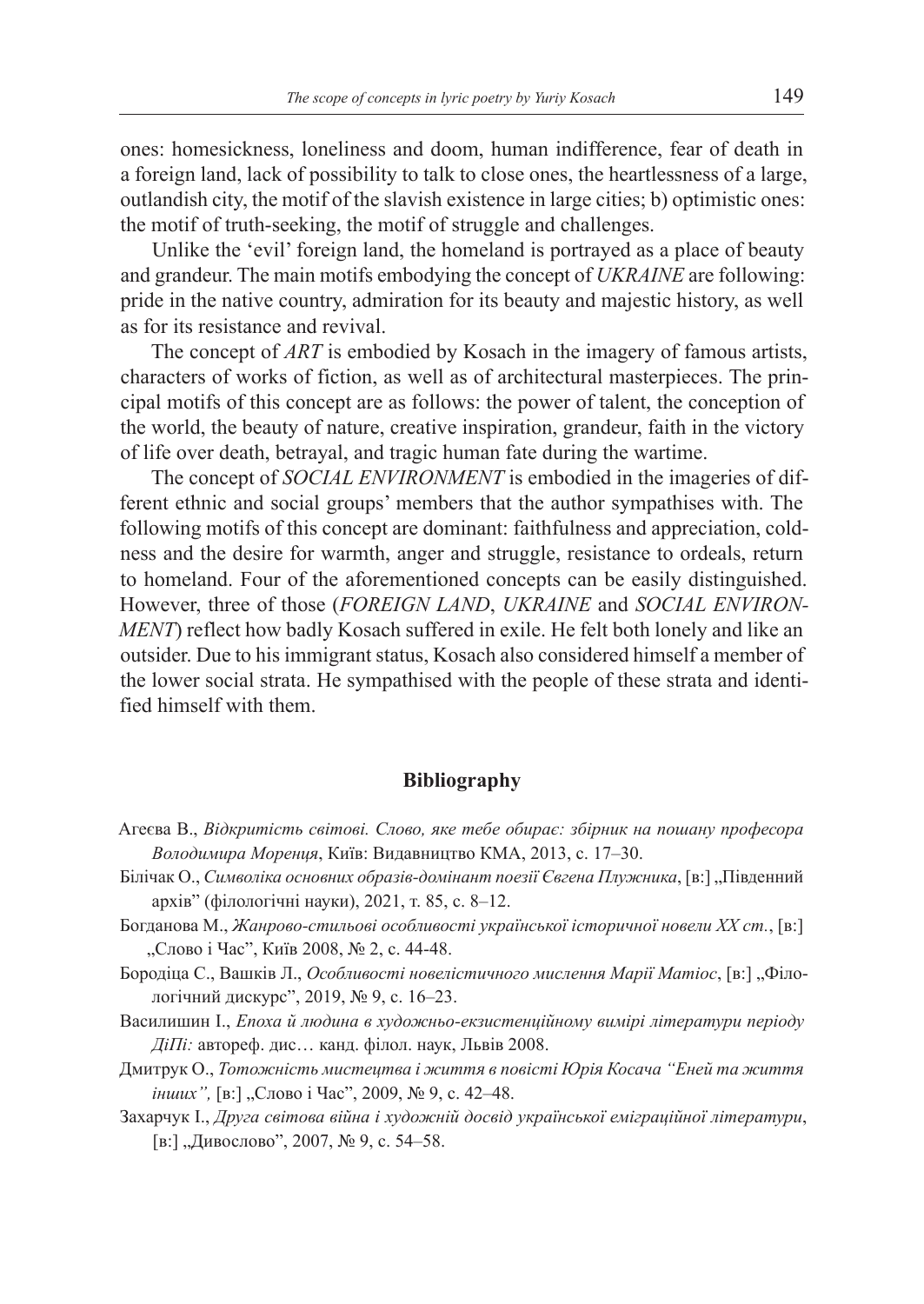ones: homesickness, loneliness and doom, human indifference, fear of death in a foreign land, lack of possibility to talk to close ones, the heartlessness of a large, outlandish city, the motif of the slavish existence in large cities; b) optimistic ones: the motif of truth-seeking, the motif of struggle and challenges.

Unlike the 'evil' foreign land, the homeland is portrayed as a place of beauty and grandeur. The main motifs embodying the concept of *UKRAINE* are following: pride in the native country, admiration for its beauty and majestic history, as well as for its resistance and revival.

The concept of *ART* is embodied by Kosach in the imagery of famous artists, characters of works of fiction, as well as of architectural masterpieces. The principal motifs of this concept are as follows: the power of talent, the conception of the world, the beauty of nature, creative inspiration, grandeur, faith in the victory of life over death, betrayal, and tragic human fate during the wartime.

The concept of *SOCIAL ENVIRONMENT* is embodied in the imageries of different ethnic and social groups' members that the author sympathises with. The following motifs of this concept are dominant: faithfulness and appreciation, coldness and the desire for warmth, anger and struggle, resistance to ordeals, return to homeland. Four of the aforementioned concepts can be easily distinguished. However, three of those (*FOREIGN LAND*, *UKRAINE* and *SOCIAL ENVIRONMENT*) reflect how badly Kosach suffered in exile. He felt both lonely and like an outsider. Due to his immigrant status, Kosach also considered himself a member of the lower social strata. He sympathised with the people of these strata and identified himself with them.

## Bibliography

Агеєва В., *Відкритість світові. Слово, яке тебе обирає: збірник на пошану професора Володимира Моренця*, Київ: Видавництво КМА, 2013, с. 17–30.

Білічак О., *Символіка основних образів-домінант поезії Євгена Плужника*, [в:] „Південний архів" (філологічні науки), 2021, т. 85, с. 8–12.

Богданова М., *Жанрово-стильові особливості української історичної новели XX ст.*, [в:] „Слово і Час", Київ 2008, № 2, с. 44-48.

Бородіца С., Вашків Л., *Особливості новелістичного мислення Марії Матіос*, [в:] „Філологічний дискурс", 2019, № 9, с. 16–23.

Василишин І., *Епоха й людина в художньо-екзистенційному вимірі літератури періоду ДіПі:* автореф. дис… канд. філол. наук, Львів 2008.

Дмитрук О., *Тотожність мистецтва і життя в повісті Юрія Косача "Еней та життя інших",* [в:] „Слово і Час", 2009, № 9, с. 42–48.

Захарчук І., *Друга світова війна і художній досвід української еміграційної літератури*, [в:] „Дивослово", 2007, № 9, с. 54–58.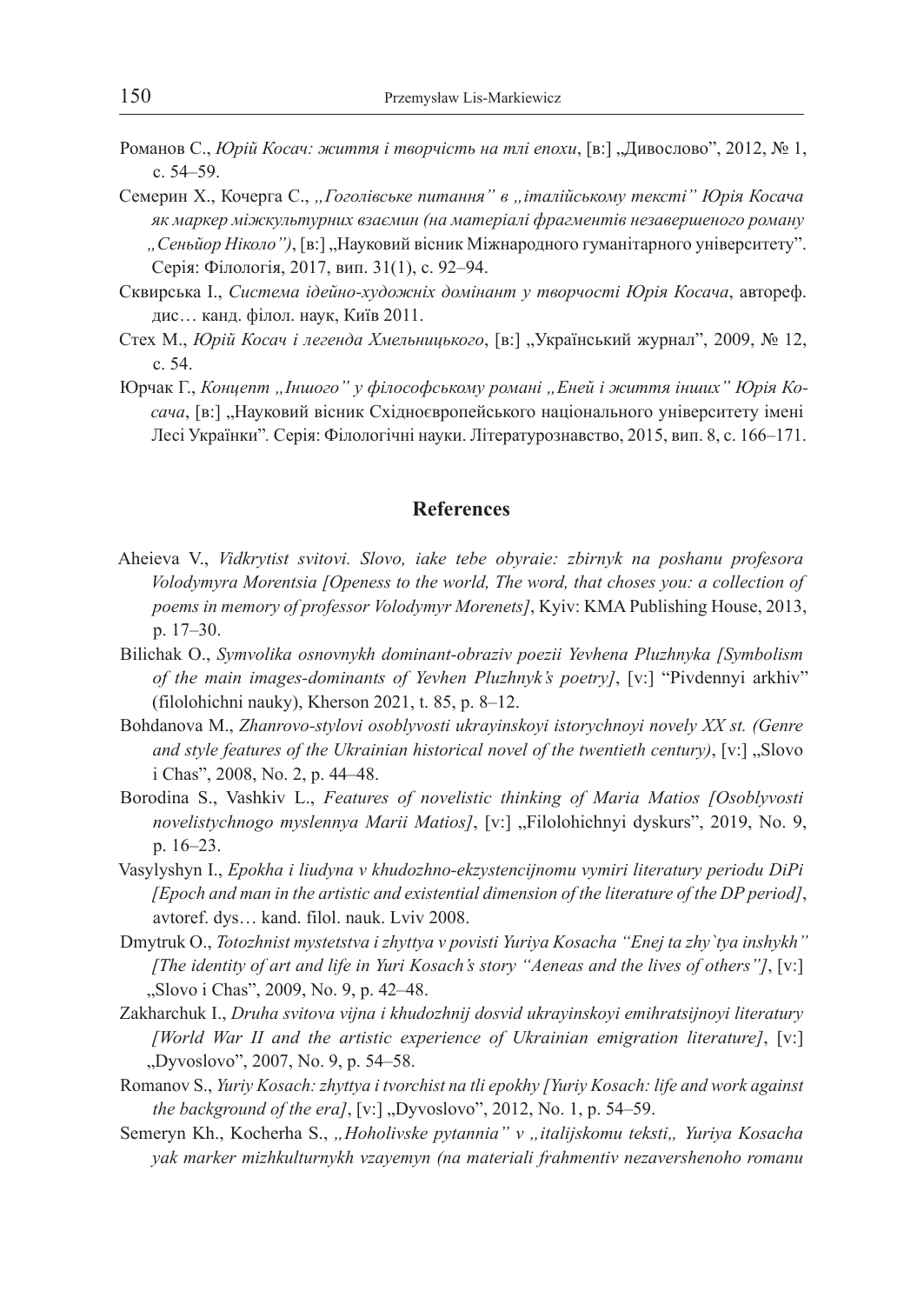Романов С., *Юрій Косач: життя і творчість на тлі епохи*, [в:] „Дивослово", 2012, № 1, с. 54–59.

Семерин Х., Кочерга С., *„Гоголівське питання" в „італійському тексті" Юрія Косача як маркер міжкультурних взаємин (на матеріалі фрагментів незавершеного роману „Сеньйор Ніколо")*, [в:] „Науковий вісник Міжнародного гуманітарного університету". Серія: Філологія, 2017, вип. 31(1), с. 92–94.

Сквирська І., *Система ідейно-художніх домінант у творчості Юрія Косача*, автореф. дис… канд. філол. наук, Київ 2011.

Стех М., *Юрій Косач і легенда Хмельницького*, [в:] „Український журнал", 2009, № 12, с. 54.

Юрчак Г., *Концепт „Іншого" у філософському романі „Еней і життя інших" Юрія Косача*, [в:] „Науковий вісник Східноєвропейського національного університету імені Лесі Українки". Серія: Філологічні науки. Літературознавство, 2015, вип. 8, с. 166–171.

## References

Aheieva V., *Vidkrytist svitovi. Slovo, iake tebe obyraie: zbirnyk na poshanu profesora Volodymyra Morentsia [Openess to the world, The word, that choses you: a collection of poems in memory of professor Volodymyr Morenets]*, Kyiv: KMA Publishing House, 2013, p. 17–30.

Bilichak O., *Symvolika osnovnykh dominant-obraziv poezii Yevhena Pluzhnyka [Symbolism of the main images-dominants of Yevhen Pluzhnyk's poetry]*, [v:] "Pivdennyi arkhiv" (filolohichni nauky), Kherson 2021, t. 85, p. 8–12.

Bohdanova M., *Zhanrovo-stylovi osoblyvosti ukrayinskoyi istorychnoyi novely XX st. (Genre and style features of the Ukrainian historical novel of the twentieth century)*, [v:] „Slovo i Chas", 2008, No. 2, p. 44–48.

Borodina S., Vashkiv L., *Features of novelistic thinking of Maria Matios [Osoblyvosti novelistychnogo myslennya Marii Matios]*, [v:] „Filolohichnyi dyskurs", 2019, No. 9, p. 16–23.

Vasylyshyn I., *Epokha i liudyna v khudozhno-ekzystencijnomu vymiri literatury periodu DiPi [Epoch and man in the artistic and existential dimension of the literature of the DP period]*, avtoref. dys… kand. filol. nauk. Lviv 2008.

Dmytruk O., *Totozhnist mystetstva i zhyttya v povisti Yuriya Kosacha "Enej ta zhy`tya inshykh" [The identity of art and life in Yuri Kosach's story "Aeneas and the lives of others"]*, [v:] „Slovo i Chas", 2009, No. 9, p. 42–48.

Zakharchuk I., *Druha svitova vijna i khudozhnij dosvid ukrayinskoyi emihratsijnoyi literatury [World War II and the artistic experience of Ukrainian emigration literature]*, [v:] „Dyvoslovo", 2007, No. 9, p. 54–58.

Romanov S., *Yuriy Kosach: zhyttya i tvorchist na tli epokhy [Yuriy Kosach: life and work against the background of the era]*, [v:] „Dyvoslovo", 2012, No. 1, p. 54–59.

Semeryn Kh., Kocherha S., *„Hoholivske pytannia" v „italijskomu teksti„ Yuriya Kosacha yak marker mizhkulturnykh vzayemyn (na materiali frahmentiv nezavershenoho romanu*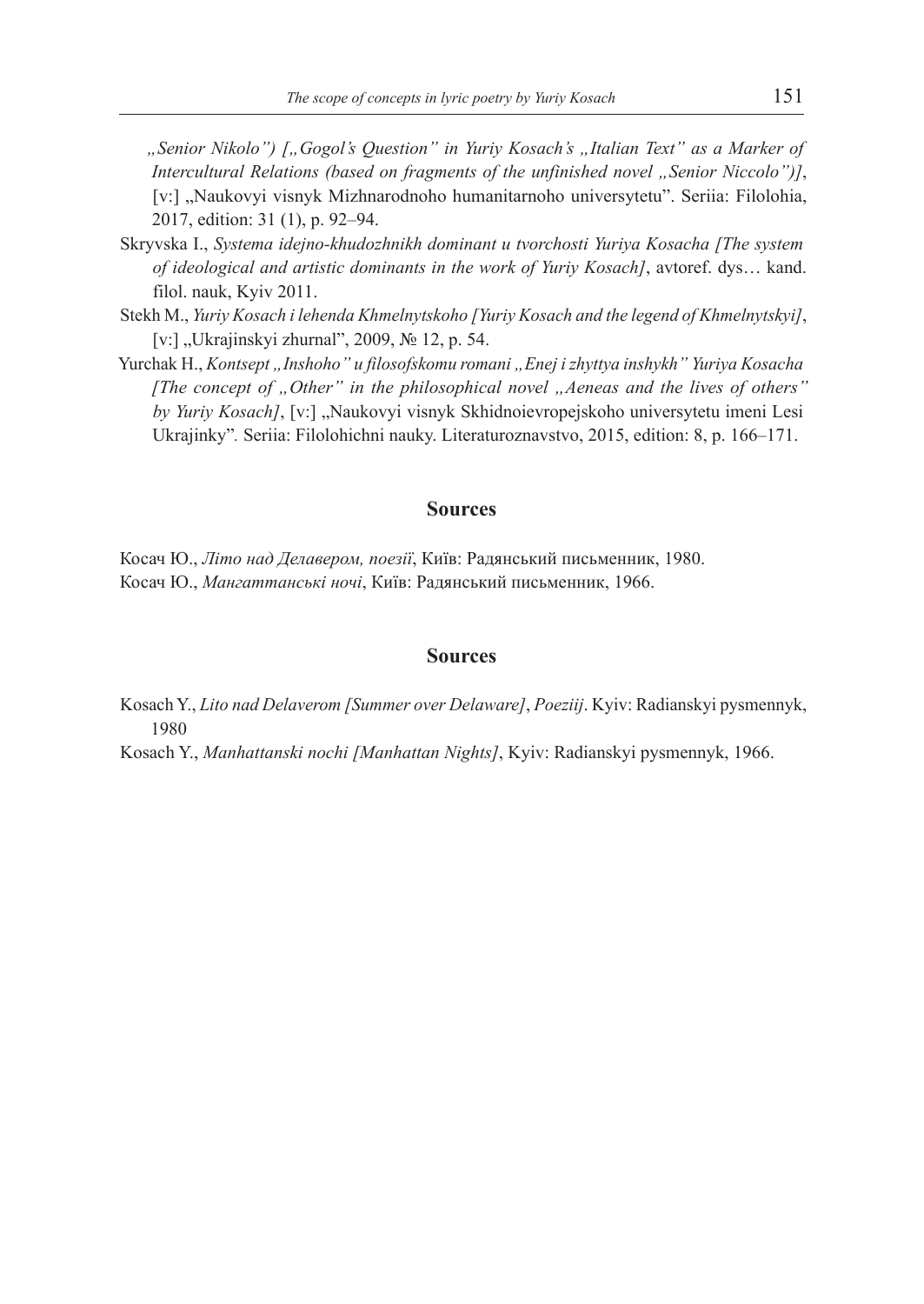*„Senior Nikolo") [„Gogol's Question" in Yuriy Kosach's „Italian Text" as a Marker of Intercultural Relations (based on fragments of the unfinished novel „Senior Niccolo")]*, [v:] „Naukovyi visnyk Mizhnarodnoho humanitarnoho universytetu". Seriia: Filolohia, 2017, edition: 31 (1), p. 92–94.

Skryvska I., *Systema idejno-khudozhnikh dominant u tvorchosti Yuriya Kosacha [The system of ideological and artistic dominants in the work of Yuriy Kosach]*, avtoref. dys… kand. filol. nauk, Kyiv 2011.

Stekh M., *Yuriy Kosach i lehenda Khmelnytskoho [Yuriy Kosach and the legend of Khmelnytskyi]*, [v:] „Ukrajinskyi zhurnal", 2009, № 12, p. 54.

Yurchak H., *Kontsept „Inshoho" u filosofskomu romani „Enej i zhyttya inshykh" Yuriya Kosacha [The concept of „Other" in the philosophical novel „Aeneas and the lives of others" by Yuriy Kosach]*, [v:] „Naukovyi visnyk Skhidnoievropejskoho universytetu imeni Lesi Ukrajinky". Seriia: Filolohichni nauky. Literaturoznavstvo, 2015, edition: 8, p. 166–171.

## Sources

Косач Ю., *Літо над Делавером, поезії*, Київ: Радянський письменник, 1980.

Косач Ю., *Мангаттанські ночі*, Київ: Радянський письменник, 1966.

## Sources

Kosach Y., *Lito nad Delaverom [Summer over Delaware]*, *Poeziij*. Kyiv: Radianskyi pysmennyk, 1980

Kosach Y., *Manhattanski nochi [Manhattan Nights]*, Kyiv: Radianskyi pysmennyk, 1966.